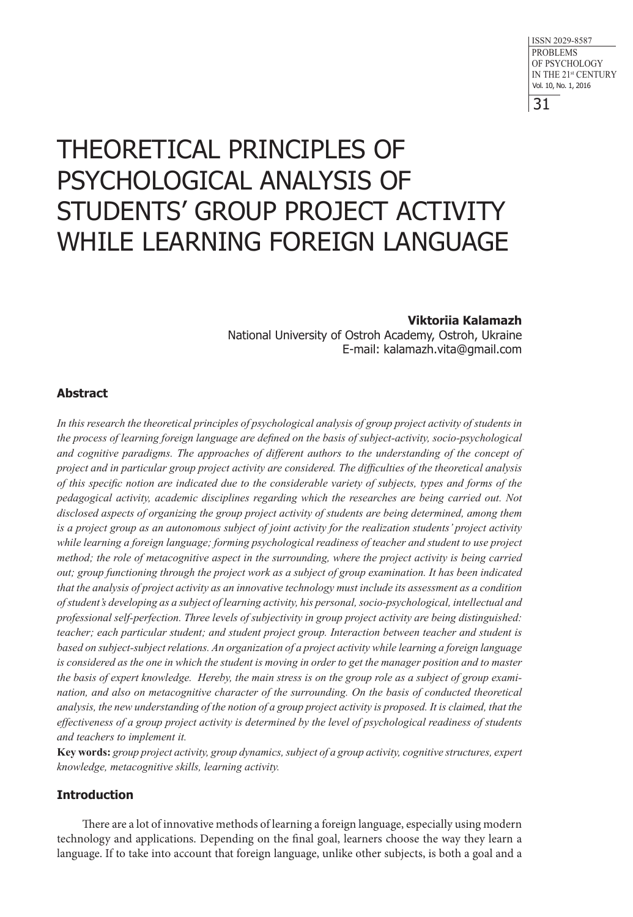# THEORETICAL PRINCIPLES OF PSYCHOLOGICAL ANALYSIS OF STUDENTS' GROUP PROJECT ACTIVITY WHILE LEARNING FOREIGN LANGUAGE

**Viktoriia Kalamazh**
National University of Ostroh Academy, Ostroh, Ukraine
E-mail: kalamazh.vita@gmail.com

## Abstract

*In this research the theoretical principles of psychological analysis of group project activity of students in the process of learning foreign language are defined on the basis of subject-activity, socio-psychological and cognitive paradigms. The approaches of different authors to the understanding of the concept of project and in particular group project activity are considered. The difficulties of the theoretical analysis of this specific notion are indicated due to the considerable variety of subjects, types and forms of the pedagogical activity, academic disciplines regarding which the researches are being carried out. Not disclosed aspects of organizing the group project activity of students are being determined, among them is a project group as an autonomous subject of joint activity for the realization students' project activity while learning a foreign language; forming psychological readiness of teacher and student to use project method; the role of metacognitive aspect in the surrounding, where the project activity is being carried out; group functioning through the project work as a subject of group examination. It has been indicated that the analysis of project activity as an innovative technology must include its assessment as a condition of student's developing as a subject of learning activity, his personal, socio-psychological, intellectual and professional self-perfection. Three levels of subjectivity in group project activity are being distinguished: teacher; each particular student; and student project group. Interaction between teacher and student is based on subject-subject relations. An organization of a project activity while learning a foreign language is considered as the one in which the student is moving in order to get the manager position and to master the basis of expert knowledge. Hereby, the main stress is on the group role as a subject of group examination, and also on metacognitive character of the surrounding. On the basis of conducted theoretical analysis, the new understanding of the notion of a group project activity is proposed. It is claimed, that the effectiveness of a group project activity is determined by the level of psychological readiness of students and teachers to implement it.*

**Key words:** *group project activity, group dynamics, subject of a group activity, cognitive structures, expert knowledge, metacognitive skills, learning activity.*

## Introduction

There are a lot of innovative methods of learning a foreign language, especially using modern technology and applications. Depending on the final goal, learners choose the way they learn a language. If to take into account that foreign language, unlike other subjects, is both a goal and a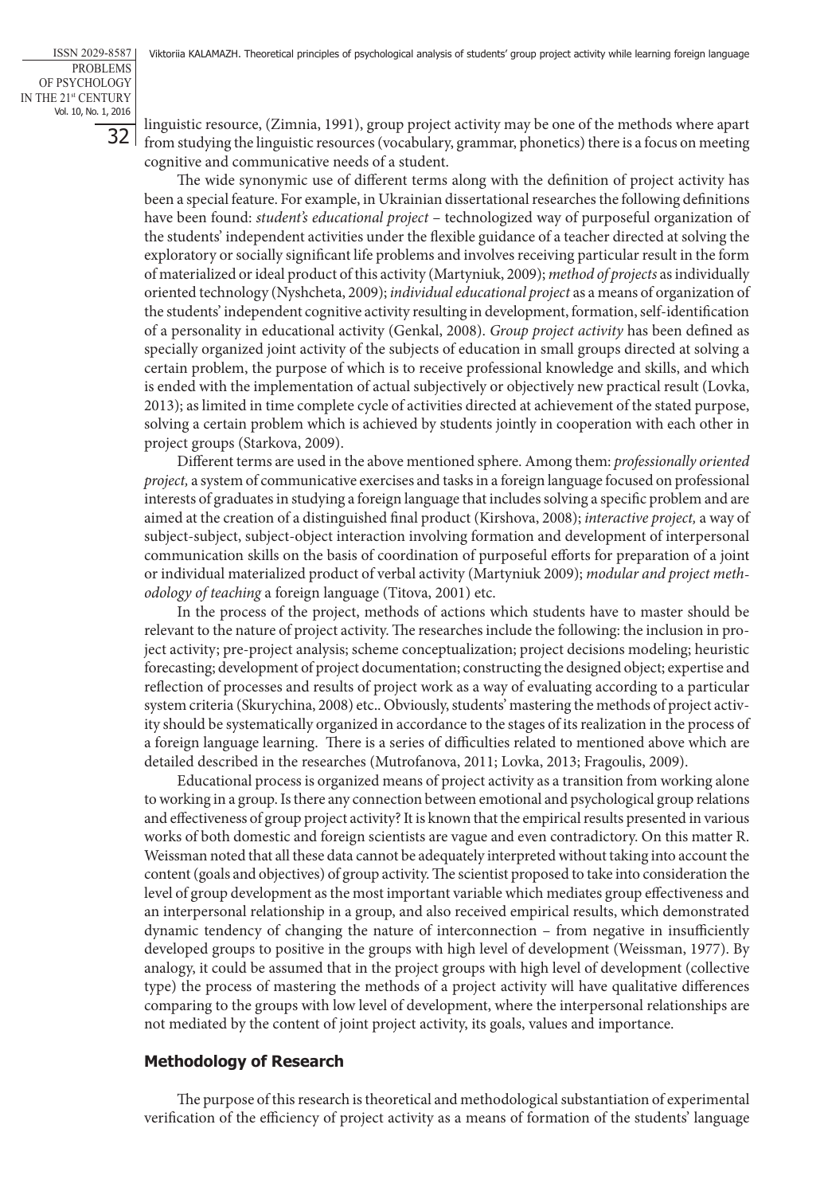linguistic resource, (Zimnia, 1991), group project activity may be one of the methods where apart from studying the linguistic resources (vocabulary, grammar, phonetics) there is a focus on meeting cognitive and communicative needs of a student.

The wide synonymic use of different terms along with the definition of project activity has been a special feature. For example, in Ukrainian dissertational researches the following definitions have been found: *student's educational project* – technologized way of purposeful organization of the students' independent activities under the flexible guidance of a teacher directed at solving the exploratory or socially significant life problems and involves receiving particular result in the form of materialized or ideal product of this activity (Martyniuk, 2009); *method of projects* as individually oriented technology (Nyshcheta, 2009); *individual educational project* as a means of organization of the students' independent cognitive activity resulting in development, formation, self-identification of a personality in educational activity (Genkal, 2008). *Group project activity* has been defined as specially organized joint activity of the subjects of education in small groups directed at solving a certain problem, the purpose of which is to receive professional knowledge and skills, and which is ended with the implementation of actual subjectively or objectively new practical result (Lovka, 2013); as limited in time complete cycle of activities directed at achievement of the stated purpose, solving a certain problem which is achieved by students jointly in cooperation with each other in project groups (Starkova, 2009).

Different terms are used in the above mentioned sphere. Among them: *professionally oriented project,* a system of communicative exercises and tasks in a foreign language focused on professional interests of graduates in studying a foreign language that includes solving a specific problem and are aimed at the creation of a distinguished final product (Kirshova, 2008); *interactive project,* a way of subject-subject, subject-object interaction involving formation and development of interpersonal communication skills on the basis of coordination of purposeful efforts for preparation of a joint or individual materialized product of verbal activity (Martyniuk 2009); *modular and project methodology of teaching* a foreign language (Titova, 2001) etc.

In the process of the project, methods of actions which students have to master should be relevant to the nature of project activity. The researches include the following: the inclusion in project activity; pre-project analysis; scheme conceptualization; project decisions modeling; heuristic forecasting; development of project documentation; constructing the designed object; expertise and reflection of processes and results of project work as a way of evaluating according to a particular system criteria (Skurychina, 2008) etc.. Obviously, students' mastering the methods of project activity should be systematically organized in accordance to the stages of its realization in the process of a foreign language learning. There is a series of difficulties related to mentioned above which are detailed described in the researches (Mutrofanova, 2011; Lovka, 2013; Fragoulis, 2009).

Educational process is organized means of project activity as a transition from working alone to working in a group. Is there any connection between emotional and psychological group relations and effectiveness of group project activity? It is known that the empirical results presented in various works of both domestic and foreign scientists are vague and even contradictory. On this matter R. Weissman noted that all these data cannot be adequately interpreted without taking into account the content (goals and objectives) of group activity. The scientist proposed to take into consideration the level of group development as the most important variable which mediates group effectiveness and an interpersonal relationship in a group, and also received empirical results, which demonstrated dynamic tendency of changing the nature of interconnection – from negative in insufficiently developed groups to positive in the groups with high level of development (Weissman, 1977). By analogy, it could be assumed that in the project groups with high level of development (collective type) the process of mastering the methods of a project activity will have qualitative differences comparing to the groups with low level of development, where the interpersonal relationships are not mediated by the content of joint project activity, its goals, values and importance.

## Methodology of Research

The purpose of this research is theoretical and methodological substantiation of experimental verification of the efficiency of project activity as a means of formation of the students' language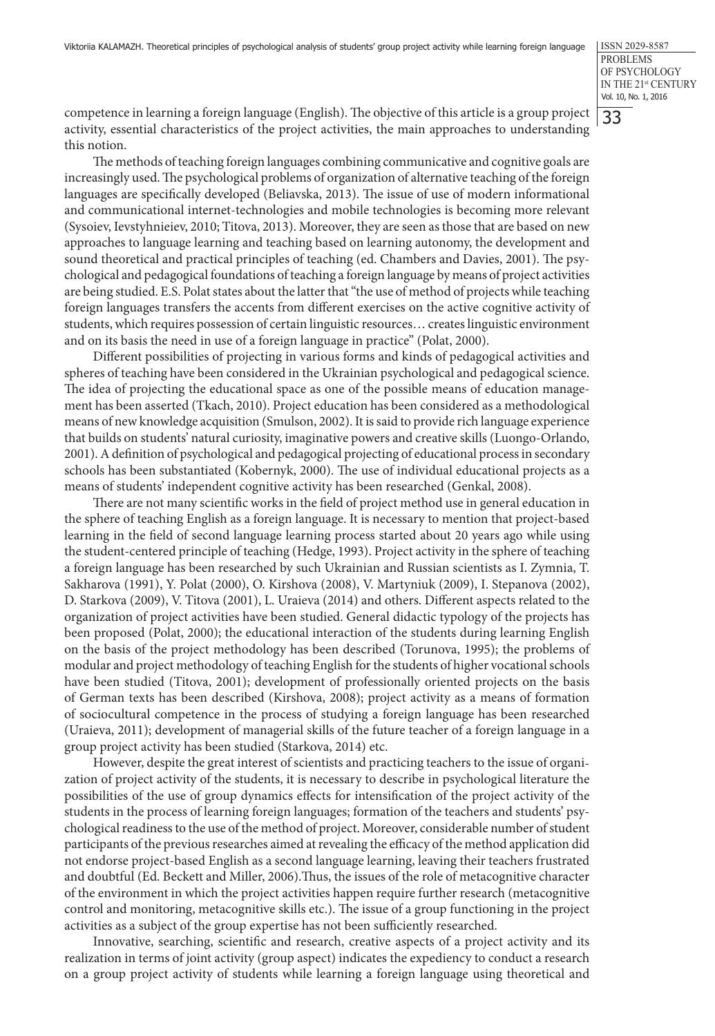competence in learning a foreign language (English). The objective of this article is a group project activity, essential characteristics of the project activities, the main approaches to understanding this notion.

The methods of teaching foreign languages combining communicative and cognitive goals are increasingly used. The psychological problems of organization of alternative teaching of the foreign languages are specifically developed (Beliavska, 2013). The issue of use of modern informational and communicational internet-technologies and mobile technologies is becoming more relevant (Sysoiev, Ievstyhnieiev, 2010; Titova, 2013). Moreover, they are seen as those that are based on new approaches to language learning and teaching based on learning autonomy, the development and sound theoretical and practical principles of teaching (ed. Chambers and Davies, 2001). The psychological and pedagogical foundations of teaching a foreign language by means of project activities are being studied. E.S. Polat states about the latter that "the use of method of projects while teaching foreign languages transfers the accents from different exercises on the active cognitive activity of students, which requires possession of certain linguistic resources… creates linguistic environment and on its basis the need in use of a foreign language in practice" (Polat, 2000).

Different possibilities of projecting in various forms and kinds of pedagogical activities and spheres of teaching have been considered in the Ukrainian psychological and pedagogical science. The idea of projecting the educational space as one of the possible means of education management has been asserted (Tkach, 2010). Project education has been considered as a methodological means of new knowledge acquisition (Smulson, 2002). It is said to provide rich language experience that builds on students' natural curiosity, imaginative powers and creative skills (Luongo-Orlando, 2001). A definition of psychological and pedagogical projecting of educational process in secondary schools has been substantiated (Kobernyk, 2000). The use of individual educational projects as a means of students' independent cognitive activity has been researched (Genkal, 2008).

There are not many scientific works in the field of project method use in general education in the sphere of teaching English as a foreign language. It is necessary to mention that project-based learning in the field of second language learning process started about 20 years ago while using the student-centered principle of teaching (Hedge, 1993). Project activity in the sphere of teaching a foreign language has been researched by such Ukrainian and Russian scientists as I. Zymnia, T. Sakharova (1991), Y. Polat (2000), O. Kirshova (2008), V. Martyniuk (2009), I. Stepanova (2002), D. Starkova (2009), V. Titova (2001), L. Uraieva (2014) and others. Different aspects related to the organization of project activities have been studied. General didactic typology of the projects has been proposed (Polat, 2000); the educational interaction of the students during learning English on the basis of the project methodology has been described (Torunova, 1995); the problems of modular and project methodology of teaching English for the students of higher vocational schools have been studied (Titova, 2001); development of professionally oriented projects on the basis of German texts has been described (Kirshova, 2008); project activity as a means of formation of sociocultural competence in the process of studying a foreign language has been researched (Uraieva, 2011); development of managerial skills of the future teacher of a foreign language in a group project activity has been studied (Starkova, 2014) etc.

However, despite the great interest of scientists and practicing teachers to the issue of organization of project activity of the students, it is necessary to describe in psychological literature the possibilities of the use of group dynamics effects for intensification of the project activity of the students in the process of learning foreign languages; formation of the teachers and students' psychological readiness to the use of the method of project. Moreover, considerable number of student participants of the previous researches aimed at revealing the efficacy of the method application did not endorse project-based English as a second language learning, leaving their teachers frustrated and doubtful (Ed. Beckett and Miller, 2006).Thus, the issues of the role of metacognitive character of the environment in which the project activities happen require further research (metacognitive control and monitoring, metacognitive skills etc.). The issue of a group functioning in the project activities as a subject of the group expertise has not been sufficiently researched.

Innovative, searching, scientific and research, creative aspects of a project activity and its realization in terms of joint activity (group aspect) indicates the expediency to conduct a research on a group project activity of students while learning a foreign language using theoretical and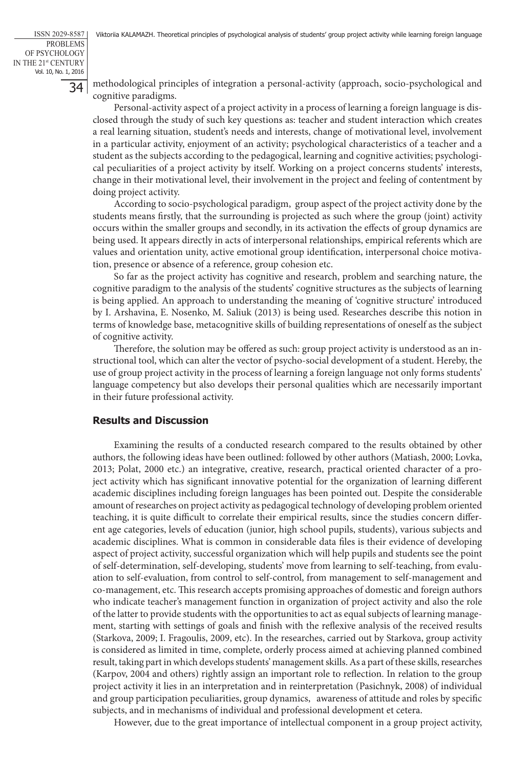methodological principles of integration a personal-activity (approach, socio-psychological and cognitive paradigms.

Personal-activity aspect of a project activity in a process of learning a foreign language is disclosed through the study of such key questions as: teacher and student interaction which creates a real learning situation, student's needs and interests, change of motivational level, involvement in a particular activity, enjoyment of an activity; psychological characteristics of a teacher and a student as the subjects according to the pedagogical, learning and cognitive activities; psychological peculiarities of a project activity by itself. Working on a project concerns students' interests, change in their motivational level, their involvement in the project and feeling of contentment by doing project activity.

According to socio-psychological paradigm, group aspect of the project activity done by the students means firstly, that the surrounding is projected as such where the group (joint) activity occurs within the smaller groups and secondly, in its activation the effects of group dynamics are being used. It appears directly in acts of interpersonal relationships, empirical referents which are values and orientation unity, active emotional group identification, interpersonal choice motivation, presence or absence of a reference, group cohesion etc.

So far as the project activity has cognitive and research, problem and searching nature, the cognitive paradigm to the analysis of the students' cognitive structures as the subjects of learning is being applied. An approach to understanding the meaning of 'cognitive structure' introduced by I. Arshavina, E. Nosenko, M. Saliuk (2013) is being used. Researches describe this notion in terms of knowledge base, metacognitive skills of building representations of oneself as the subject of cognitive activity.

Therefore, the solution may be offered as such: group project activity is understood as an instructional tool, which can alter the vector of psycho-social development of a student. Hereby, the use of group project activity in the process of learning a foreign language not only forms students' language competency but also develops their personal qualities which are necessarily important in their future professional activity.

## Results and Discussion

Examining the results of a conducted research compared to the results obtained by other authors, the following ideas have been outlined: followed by other authors (Matiash, 2000; Lovka, 2013; Polat, 2000 etc.) an integrative, creative, research, practical oriented character of a project activity which has significant innovative potential for the organization of learning different academic disciplines including foreign languages has been pointed out. Despite the considerable amount of researches on project activity as pedagogical technology of developing problem oriented teaching, it is quite difficult to correlate their empirical results, since the studies concern different age categories, levels of education (junior, high school pupils, students), various subjects and academic disciplines. What is common in considerable data files is their evidence of developing aspect of project activity, successful organization which will help pupils and students see the point of self-determination, self-developing, students' move from learning to self-teaching, from evaluation to self-evaluation, from control to self-control, from management to self-management and co-management, etc. This research accepts promising approaches of domestic and foreign authors who indicate teacher's management function in organization of project activity and also the role of the latter to provide students with the opportunities to act as equal subjects of learning management, starting with settings of goals and finish with the reflexive analysis of the received results (Starkova, 2009; I. Fragoulis, 2009, etc). In the researches, carried out by Starkova, group activity is considered as limited in time, complete, orderly process aimed at achieving planned combined result, taking part in which develops students' management skills. As a part of these skills, researches (Karpov, 2004 and others) rightly assign an important role to reflection. In relation to the group project activity it lies in an interpretation and in reinterpretation (Pasichnyk, 2008) of individual and group participation peculiarities, group dynamics, awareness of attitude and roles by specific subjects, and in mechanisms of individual and professional development et cetera.

However, due to the great importance of intellectual component in a group project activity,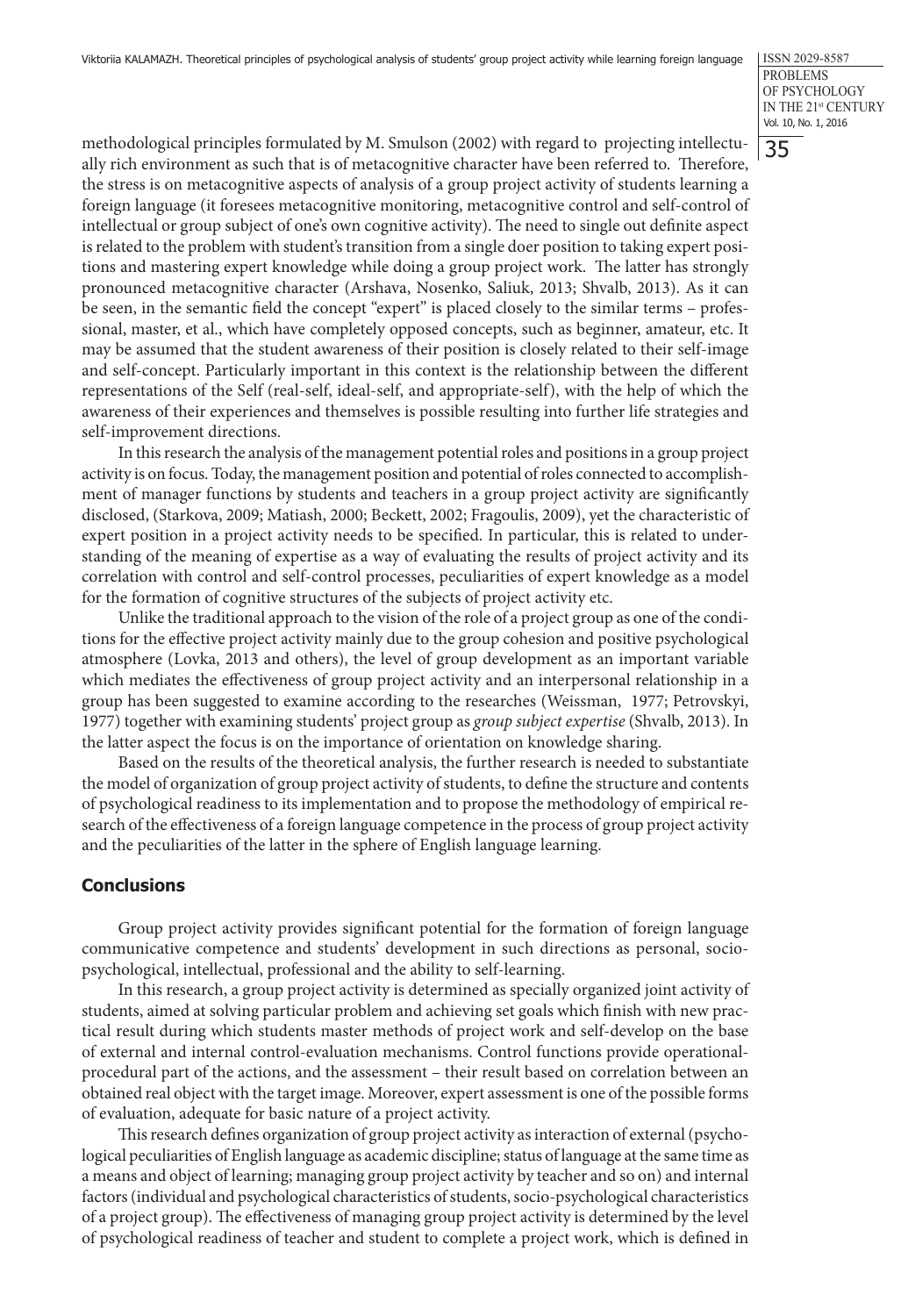methodological principles formulated by M. Smulson (2002) with regard to projecting intellectually rich environment as such that is of metacognitive character have been referred to. Therefore, the stress is on metacognitive aspects of analysis of a group project activity of students learning a foreign language (it foresees metacognitive monitoring, metacognitive control and self-control of intellectual or group subject of one's own cognitive activity). The need to single out definite aspect is related to the problem with student's transition from a single doer position to taking expert positions and mastering expert knowledge while doing a group project work. The latter has strongly pronounced metacognitive character (Arshava, Nosenko, Saliuk, 2013; Shvalb, 2013). As it can be seen, in the semantic field the concept "expert" is placed closely to the similar terms – professional, master, et al., which have completely opposed concepts, such as beginner, amateur, etc. It may be assumed that the student awareness of their position is closely related to their self-image and self-concept. Particularly important in this context is the relationship between the different representations of the Self (real-self, ideal-self, and appropriate-self), with the help of which the awareness of their experiences and themselves is possible resulting into further life strategies and self-improvement directions.

In this research the analysis of the management potential roles and positions in a group project activity is on focus. Today, the management position and potential of roles connected to accomplishment of manager functions by students and teachers in a group project activity are significantly disclosed, (Starkova, 2009; Matiash, 2000; Beckett, 2002; Fragoulis, 2009), yet the characteristic of expert position in a project activity needs to be specified. In particular, this is related to understanding of the meaning of expertise as a way of evaluating the results of project activity and its correlation with control and self-control processes, peculiarities of expert knowledge as a model for the formation of cognitive structures of the subjects of project activity etc.

Unlike the traditional approach to the vision of the role of a project group as one of the conditions for the effective project activity mainly due to the group cohesion and positive psychological atmosphere (Lovka, 2013 and others), the level of group development as an important variable which mediates the effectiveness of group project activity and an interpersonal relationship in a group has been suggested to examine according to the researches (Weissman, 1977; Petrovskyi, 1977) together with examining students' project group as *group subject expertise* (Shvalb, 2013). In the latter aspect the focus is on the importance of orientation on knowledge sharing.

Based on the results of the theoretical analysis, the further research is needed to substantiate the model of organization of group project activity of students, to define the structure and contents of psychological readiness to its implementation and to propose the methodology of empirical research of the effectiveness of a foreign language competence in the process of group project activity and the peculiarities of the latter in the sphere of English language learning.

## Conclusions

Group project activity provides significant potential for the formation of foreign language communicative competence and students' development in such directions as personal, socio-psychological, intellectual, professional and the ability to self-learning.

In this research, a group project activity is determined as specially organized joint activity of students, aimed at solving particular problem and achieving set goals which finish with new practical result during which students master methods of project work and self-develop on the base of external and internal control-evaluation mechanisms. Control functions provide operational-procedural part of the actions, and the assessment – their result based on correlation between an obtained real object with the target image. Moreover, expert assessment is one of the possible forms of evaluation, adequate for basic nature of a project activity.

This research defines organization of group project activity as interaction of external (psychological peculiarities of English language as academic discipline; status of language at the same time as a means and object of learning; managing group project activity by teacher and so on) and internal factors (individual and psychological characteristics of students, socio-psychological characteristics of a project group). The effectiveness of managing group project activity is determined by the level of psychological readiness of teacher and student to complete a project work, which is defined in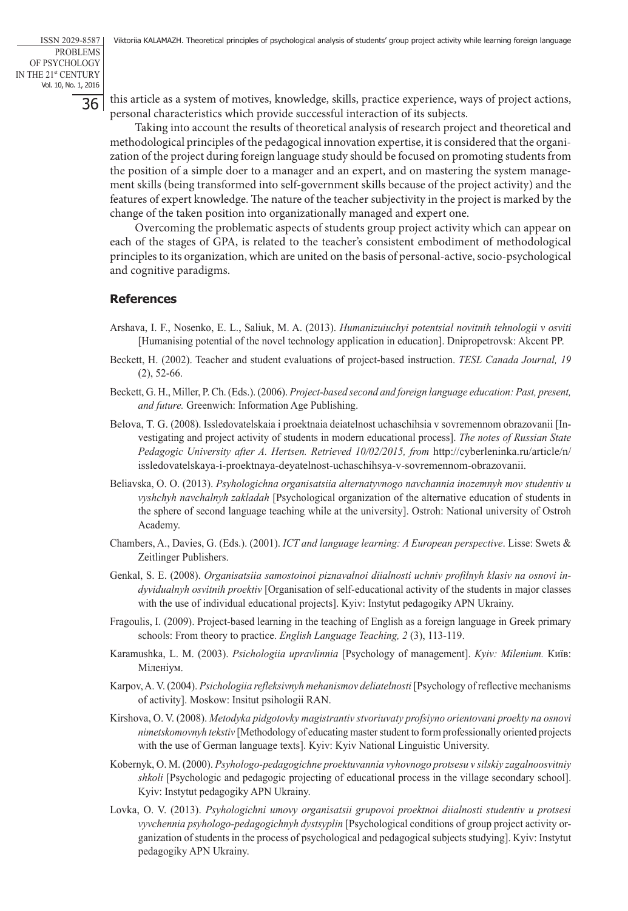this article as a system of motives, knowledge, skills, practice experience, ways of project actions, personal characteristics which provide successful interaction of its subjects.

Taking into account the results of theoretical analysis of research project and theoretical and methodological principles of the pedagogical innovation expertise, it is considered that the organization of the project during foreign language study should be focused on promoting students from the position of a simple doer to a manager and an expert, and on mastering the system management skills (being transformed into self-government skills because of the project activity) and the features of expert knowledge. The nature of the teacher subjectivity in the project is marked by the change of the taken position into organizationally managed and expert one.

Overcoming the problematic aspects of students group project activity which can appear on each of the stages of GPA, is related to the teacher's consistent embodiment of methodological principles to its organization, which are united on the basis of personal-active, socio-psychological and cognitive paradigms.

## References

Arshava, I. F., Nosenko, E. L., Saliuk, M. A. (2013). *Humanizuiuchyi potentsial novitnih tehnologii v osviti* [Humanising potential of the novel technology application in education]. Dnipropetrovsk: Akcent PP.

Beckett, H. (2002). Teacher and student evaluations of project-based instruction. *TESL Canada Journal, 19* (2), 52-66.

Beckett, G. H., Miller, P. Ch. (Eds.). (2006). *Project-based second and foreign language education: Past, present, and future.* Greenwich: Information Age Publishing.

Belova, T. G. (2008). Issledovatelskaia i proektnaia deiatelnost uchaschihsia v sovremennom obrazovanii [Investigating and project activity of students in modern educational process]. *The notes of Russian State Pedagogic University after A. Hertsen. Retrieved 10/02/2015, from* http://cyberleninka.ru/article/n/issledovatelskaya-i-proektnaya-deyatelnost-uchaschihsya-v-sovremennom-obrazovanii.

Beliavska, O. O. (2013). *Psyhologichna organisatsiia alternatyvnogo navchannia inozemnyh mov studentiv u vyshchyh navchalnyh zakladah* [Psychological organization of the alternative education of students in the sphere of second language teaching while at the university]. Ostroh: National university of Ostroh Academy.

Chambers, A., Davies, G. (Eds.). (2001). *ICT and language learning: A European perspective*. Lisse: Swets & Zeitlinger Publishers.

Genkal, S. E. (2008). *Organisatsiia samostoinoi piznavalnoi diialnosti uchniv profilnyh klasiv na osnovi indyvidualnyh osvitnih proektiv* [Organisation of self-educational activity of the students in major classes with the use of individual educational projects]. Kyiv: Instytut pedagogiky APN Ukrainy.

Fragoulis, I. (2009). Project-based learning in the teaching of English as a foreign language in Greek primary schools: From theory to practice. *English Language Teaching, 2* (3), 113-119.

Karamushka, L. M. (2003). *Psichologiia upravlinnia* [Psychology of management]. *Kyiv: Milenium.* Київ: Мiленiум.

Karpov, A. V. (2004). *Psichologiia refleksivnyh mehanismov deliatelnosti* [Psychology of reflective mechanisms of activity]. Moskow: Insitut psihologii RAN.

Kirshova, O. V. (2008). *Metodyka pidgotovky magistrantiv stvoriuvaty profsiyno orientovani proekty na osnovi nimetskomovnyh tekstiv* [Methodology of educating master student to form professionally oriented projects with the use of German language texts]. Kyiv: Kyiv National Linguistic University.

Kobernyk, O. M. (2000). *Psyhologo-pedagogichne proektuvannia vyhovnogo protsesu v silskiy zagalnoosvitniy shkoli* [Psychologic and pedagogic projecting of educational process in the village secondary school]. Kyiv: Instytut pedagogiky APN Ukrainy.

Lovka, O. V. (2013). *Psyhologichni umovy organisatsii grupovoi proektnoi diialnosti studentiv u protsesi vyvchennia psyhologo-pedagogichnyh dystsyplin* [Psychological conditions of group project activity organization of students in the process of psychological and pedagogical subjects studying]. Kyiv: Instytut pedagogiky APN Ukrainy.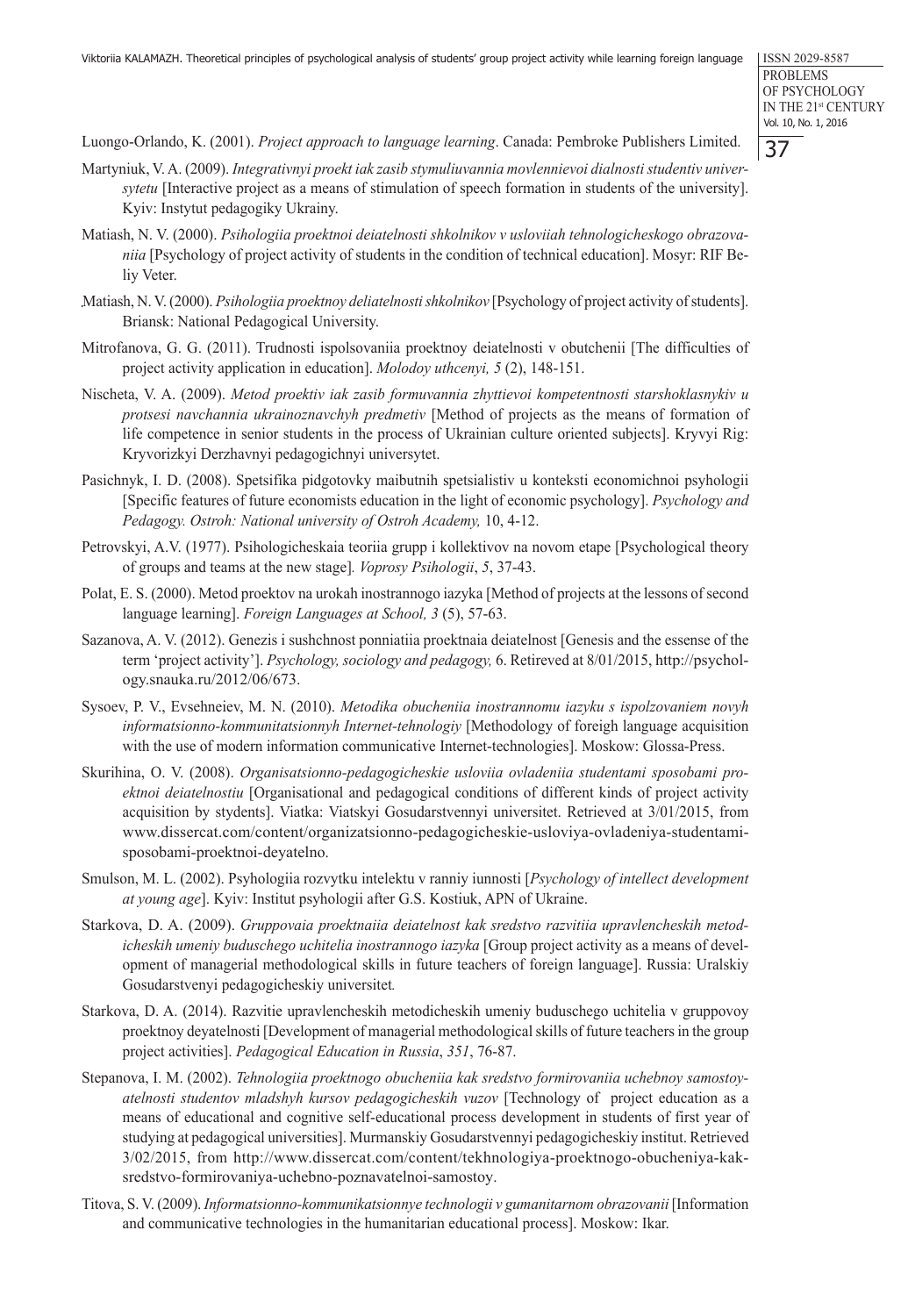Luongo-Orlando, K. (2001). *Project approach to language learning*. Canada: Pembroke Publishers Limited.

Martyniuk, V. A. (2009). *Integrativnyi proekt iak zasib stymuliuvannia movlennievoi dialnosti studentiv universytetu* [Interactive project as a means of stimulation of speech formation in students of the university]. Kyiv: Instytut pedagogiky Ukrainy.

Matiash, N. V. (2000). *Psihologiia proektnoi deiatelnosti shkolnikov v usloviiah tehnologicheskogo obrazovaniia* [Psychology of project activity of students in the condition of technical education]. Mosyr: RIF Beliy Veter.

.Matiash, N. V. (2000). *Psihologiia proektnoy deliatelnosti shkolnikov* [Psychology of project activity of students]. Briansk: National Pedagogical University.

Mitrofanova, G. G. (2011). Trudnosti ispolsovaniia proektnoy deiatelnosti v obutchenii [The difficulties of project activity application in education]. *Molodoy uthcenyi, 5* (2), 148-151.

Nischeta, V. A. (2009). *Metod proektiv iak zasib formuvannia zhyttievoi kompetentnosti starshoklasnykiv u protsesi navchannia ukrainoznavchyh predmetiv* [Method of projects as the means of formation of life competence in senior students in the process of Ukrainian culture oriented subjects]. Kryvyi Rig: Kryvorizkyi Derzhavnyi pedagogichnyi universytet.

Pasichnyk, I. D. (2008). Spetsifika pidgotovky maibutnih spetsialistiv u konteksti economichnoi psyhologii [Specific features of future economists education in the light of economic psychology]. *Psychology and Pedagogy. Ostroh: National university of Ostroh Academy,* 10, 4-12.

Petrovskyi, A.V. (1977). Psihologicheskaia teoriia grupp i kollektivov na novom etape [Psychological theory of groups and teams at the new stage]*. Voprosy Psihologii*, *5*, 37-43.

Polat, E. S. (2000). Metod proektov na urokah inostrannogo iazyka [Method of projects at the lessons of second language learning]. *Foreign Languages at School, 3* (5), 57-63.

Sazanova, A. V. (2012). Genezis i sushchnost ponniatiia proektnaia deiatelnost [Genesis and the essense of the term 'project activity']. *Psychology, sociology and pedagogy,* 6. Retireved at 8/01/2015, http://psychology.snauka.ru/2012/06/673.

Sysoev, P. V., Evsehneiev, M. N. (2010). *Metodika obucheniia inostrannomu iazyku s ispolzovaniem novyh informatsionno-kommunitatsionnyh Internet-tehnologiy* [Methodology of foreign language acquisition with the use of modern information communicative Internet-technologies]. Moskow: Glossa-Press.

Skurihina, O. V. (2008). *Organisatsionno-pedagogicheskie usloviia ovladeniia studentami sposobami proektnoi deiatelnostiu* [Organisational and pedagogical conditions of different kinds of project activity acquisition by stydents]. Viatka: Viatskyi Gosudarstvennyi universitet. Retrieved at 3/01/2015, from www.dissercat.com/content/organizatsionno-pedagogicheskie-usloviya-ovladeniya-studentami-sposobami-proektnoi-deyatelno.

Smulson, M. L. (2002). Psyhologiia rozvytku intelektu v ranniy iunnosti [*Psychology of intellect development at young age*]. Kyiv: Institut psyhologii after G.S. Kostiuk, APN of Ukraine.

Starkova, D. A. (2009). *Gruppovaia proektnaiia deiatelnost kak sredstvo razvitiia upravlencheskih metodicheskih umeniy buduschego uchitelia inostrannogo iazyka* [Group project activity as a means of development of managerial methodological skills in future teachers of foreign language]. Russia: Uralskiy Gosudarstvenyi pedagogicheskiy universitet*.*

Starkova, D. A. (2014). Razvitie upravlencheskih metodicheskih umeniy buduschego uchitelia v gruppovoy proektnoy deyatelnosti [Development of managerial methodological skills of future teachers in the group project activities]. *Pedagogical Education in Russia*, *351*, 76-87.

Stepanova, I. M. (2002). *Tehnologiia proektnogo obucheniia kak sredstvo formirovaniia uchebnoy samostoyatelnosti studentov mladshyh kursov pedagogicheskih vuzov* [Technology of project education as a means of educational and cognitive self-educational process development in students of first year of studying at pedagogical universities]. Murmanskiy Gosudarstvennyi pedagogicheskiy institut. Retrieved 3/02/2015, from http://www.dissercat.com/content/tekhnologiya-proektnogo-obucheniya-kak-sredstvo-formirovaniya-uchebno-poznavatelnoi-samostoy.

Titova, S. V. (2009). *Informatsionno-kommunikatsionnye tehnologii v gumanitarnom obrazovanii* [Information and communicative technologies in the humanitarian educational process]. Moskow: Ikar.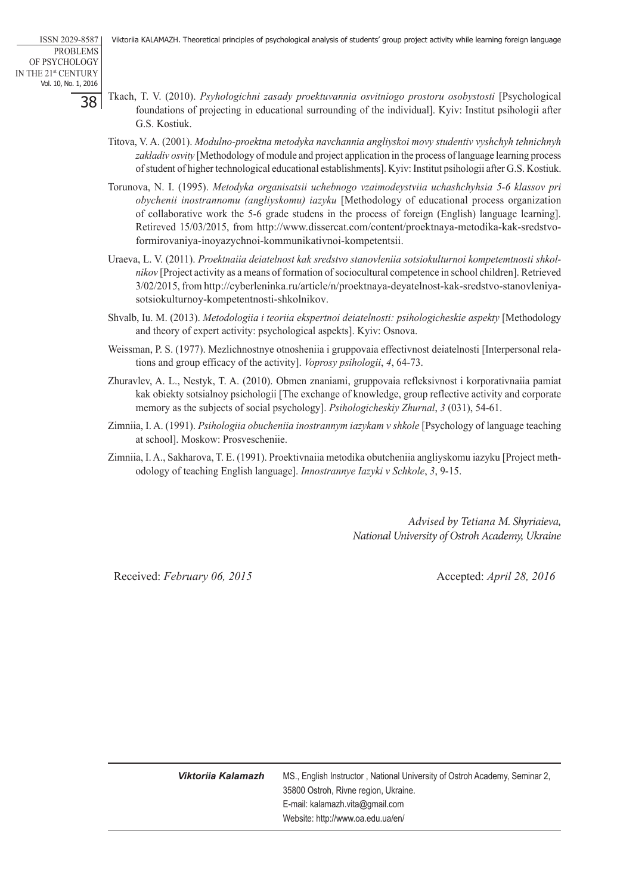Tkach, T. V. (2010). *Psyhologichni zasady proektuvannia osvitniogo prostoru osobystosti* [Psychological foundations of projecting in educational surrounding of the individual]. Kyiv: Institut psihologii after G.S. Kostiuk.

Titova, V. A. (2001). *Modulno-proektna metodyka navchannia angliyskoi movy studentiv vyshchyh tehnichnyh zakladiv osvity* [Methodology of module and project application in the process of language learning process of student of higher technological educational establishments]. Kyiv: Institut psihologii after G.S. Kostiuk.

Torunova, N. I. (1995). *Metodyka organisatsii uchebnogo vzaimodeystviia uchashchyhsia 5-6 klassov pri obychenii inostrannomu (angliyskomu) iazyku* [Methodology of educational process organization of collaborative work the 5-6 grade studens in the process of foreign (English) language learning]. Retireved 15/03/2015, from http://www.dissercat.com/content/proektnaya-metodika-kak-sredstvo-formirovaniya-inoyazychnoi-kommunikativnoi-kompetentsii.

Uraeva, L. V. (2011). *Proektnaiia deiatelnost kak sredstvo stanovleniia sotsiokulturnoi kompetemtnosti shkolnikov* [Project activity as a means of formation of sociocultural competence in school children]. Retrieved 3/02/2015, from http://cyberleninka.ru/article/n/proektnaya-deyatelnost-kak-sredstvo-stanovleniya-sotsiokulturnoy-kompetentnosti-shkolnikov.

Shvalb, Iu. M. (2013). *Metodologiia i teoriia ekspertnoi deiatelnosti: psihologicheskie aspekty* [Methodology and theory of expert activity: psychological aspekts]. Kyiv: Osnova.

Weissman, P. S. (1977). Mezlichnostnye otnosheniia i gruppovaia effectivnost deiatelnosti [Interpersonal relations and group efficacy of the activity]. *Voprosy psihologii*, *4*, 64-73.

Zhuravlev, A. L., Nestyk, T. A. (2010). Obmen znaniami, gruppovaia refleksivnost i korporativnaiia pamiat kak obiekty sotsialnoy psichologii [The exchange of knowledge, group reflective activity and corporate memory as the subjects of social psychology]. *Psihologicheskiy Zhurnal*, *3* (031), 54-61.

Zimniia, I. A. (1991). *Psihologiia obucheniia inostrannym iazykam v shkole* [Psychology of language teaching at school]. Moskow: Prosvescheniie.

Zimniia, I. A., Sakharova, T. E. (1991). Proektivnaiia metodika obutcheniia angliyskomu iazyku [Project methodology of teaching English language]. *Innostrannye Iazyki v Schkole*, *3*, 9-15.

*Advised by Tetiana M. Shyriaieva, National University of Ostroh Academy, Ukraine*

Received: *February 06, 2015* Accepted: *April 28, 2016*

| | |
|---|---|
| ***Viktoriia Kalamazh*** | MS., English Instructor , National University of Ostroh Academy, Seminar 2, 35800 Ostroh, Rivne region, Ukraine. E-mail: kalamazh.vita@gmail.com Website: http://www.oa.edu.ua/en/ |